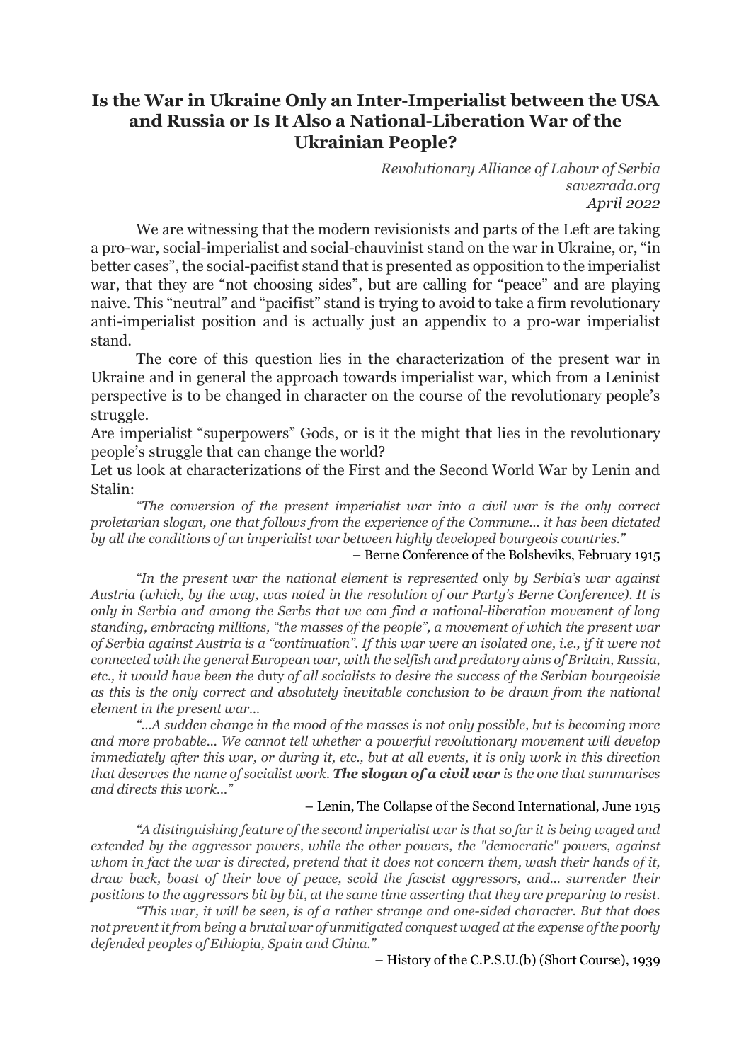# Is the War in Ukraine Only an Inter-Imperialist between the USA and Russia or Is It Also a National-Liberation War of the Ukrainian People?

*Revolutionary Alliance of Labour of Serbia*
*savezrada.org*
*April 2022*

We are witnessing that the modern revisionists and parts of the Left are taking a pro-war, social-imperialist and social-chauvinist stand on the war in Ukraine, or, "in better cases", the social-pacifist stand that is presented as opposition to the imperialist war, that they are "not choosing sides", but are calling for "peace" and are playing naive. This "neutral" and "pacifist" stand is trying to avoid to take a firm revolutionary anti-imperialist position and is actually just an appendix to a pro-war imperialist stand.

The core of this question lies in the characterization of the present war in Ukraine and in general the approach towards imperialist war, which from a Leninist perspective is to be changed in character on the course of the revolutionary people's struggle.

Are imperialist "superpowers" Gods, or is it the might that lies in the revolutionary people's struggle that can change the world?

Let us look at characterizations of the First and the Second World War by Lenin and Stalin:

*"The conversion of the present imperialist war into a civil war is the only correct proletarian slogan, one that follows from the experience of the Commune... it has been dictated by all the conditions of an imperialist war between highly developed bourgeois countries."*

– Berne Conference of the Bolsheviks, February 1915

*"In the present war the national element is represented* only *by Serbia's war against Austria (which, by the way, was noted in the resolution of our Party's Berne Conference). It is only in Serbia and among the Serbs that we can find a national-liberation movement of long standing, embracing millions, "the masses of the people", a movement of which the present war of Serbia against Austria is a "continuation". If this war were an isolated one, i.e., if it were not connected with the general European war, with the selfish and predatory aims of Britain, Russia, etc., it would have been the* duty *of all socialists to desire the success of the Serbian bourgeoisie as this is the only correct and absolutely inevitable conclusion to be drawn from the national element in the present war...*

*"...A sudden change in the mood of the masses is not only possible, but is becoming more and more probable... We cannot tell whether a powerful revolutionary movement will develop immediately after this war, or during it, etc., but at all events, it is only work in this direction that deserves the name of socialist work.* ***The slogan of a civil war*** *is the one that summarises and directs this work..."*

– Lenin, The Collapse of the Second International, June 1915

*"A distinguishing feature of the second imperialist war is that so far it is being waged and extended by the aggressor powers, while the other powers, the "democratic" powers, against whom in fact the war is directed, pretend that it does not concern them, wash their hands of it, draw back, boast of their love of peace, scold the fascist aggressors, and... surrender their positions to the aggressors bit by bit, at the same time asserting that they are preparing to resist.*

*"This war, it will be seen, is of a rather strange and one-sided character. But that does not prevent it from being a brutal war of unmitigated conquest waged at the expense of the poorly defended peoples of Ethiopia, Spain and China."*

– History of the C.P.S.U.(b) (Short Course), 1939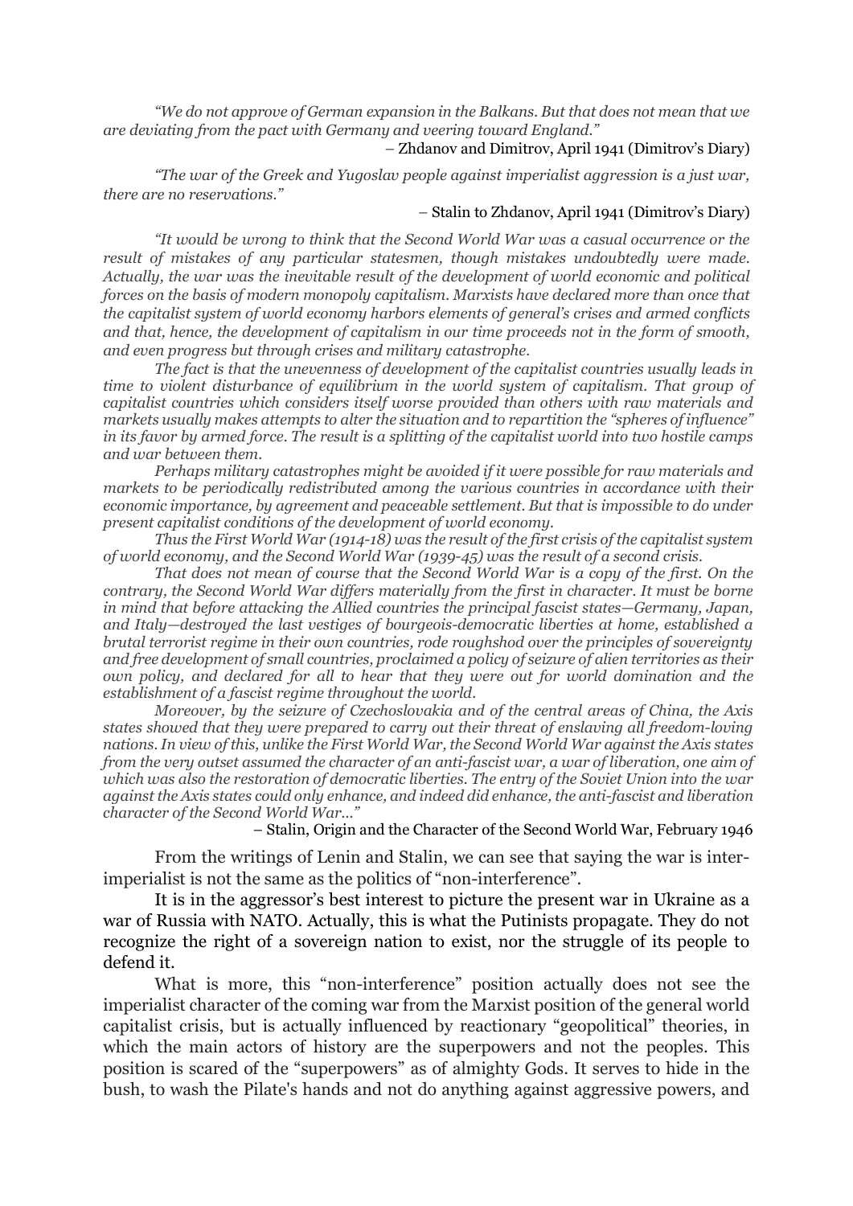*"We do not approve of German expansion in the Balkans. But that does not mean that we are deviating from the pact with Germany and veering toward England."*

– Zhdanov and Dimitrov, April 1941 (Dimitrov's Diary)

*"The war of the Greek and Yugoslav people against imperialist aggression is a just war, there are no reservations."*

– Stalin to Zhdanov, April 1941 (Dimitrov's Diary)

*"It would be wrong to think that the Second World War was a casual occurrence or the result of mistakes of any particular statesmen, though mistakes undoubtedly were made. Actually, the war was the inevitable result of the development of world economic and political forces on the basis of modern monopoly capitalism. Marxists have declared more than once that the capitalist system of world economy harbors elements of general's crises and armed conflicts and that, hence, the development of capitalism in our time proceeds not in the form of smooth, and even progress but through crises and military catastrophe.*

*The fact is that the unevenness of development of the capitalist countries usually leads in time to violent disturbance of equilibrium in the world system of capitalism. That group of capitalist countries which considers itself worse provided than others with raw materials and markets usually makes attempts to alter the situation and to repartition the "spheres of influence" in its favor by armed force. The result is a splitting of the capitalist world into two hostile camps and war between them.*

*Perhaps military catastrophes might be avoided if it were possible for raw materials and markets to be periodically redistributed among the various countries in accordance with their economic importance, by agreement and peaceable settlement. But that is impossible to do under present capitalist conditions of the development of world economy.*

*Thus the First World War (1914-18) was the result of the first crisis of the capitalist system of world economy, and the Second World War (1939-45) was the result of a second crisis.*

*That does not mean of course that the Second World War is a copy of the first. On the contrary, the Second World War differs materially from the first in character. It must be borne in mind that before attacking the Allied countries the principal fascist states—Germany, Japan, and Italy—destroyed the last vestiges of bourgeois-democratic liberties at home, established a brutal terrorist regime in their own countries, rode roughshod over the principles of sovereignty and free development of small countries, proclaimed a policy of seizure of alien territories as their own policy, and declared for all to hear that they were out for world domination and the establishment of a fascist regime throughout the world.*

*Moreover, by the seizure of Czechoslovakia and of the central areas of China, the Axis states showed that they were prepared to carry out their threat of enslaving all freedom-loving nations. In view of this, unlike the First World War, the Second World War against the Axis states from the very outset assumed the character of an anti-fascist war, a war of liberation, one aim of which was also the restoration of democratic liberties. The entry of the Soviet Union into the war against the Axis states could only enhance, and indeed did enhance, the anti-fascist and liberation character of the Second World War..."*

– Stalin, Origin and the Character of the Second World War, February 1946

From the writings of Lenin and Stalin, we can see that saying the war is inter-imperialist is not the same as the politics of "non-interference".

It is in the aggressor's best interest to picture the present war in Ukraine as a war of Russia with NATO. Actually, this is what the Putinists propagate. They do not recognize the right of a sovereign nation to exist, nor the struggle of its people to defend it.

What is more, this "non-interference" position actually does not see the imperialist character of the coming war from the Marxist position of the general world capitalist crisis, but is actually influenced by reactionary "geopolitical" theories, in which the main actors of history are the superpowers and not the peoples. This position is scared of the "superpowers" as of almighty Gods. It serves to hide in the bush, to wash the Pilate's hands and not do anything against aggressive powers, and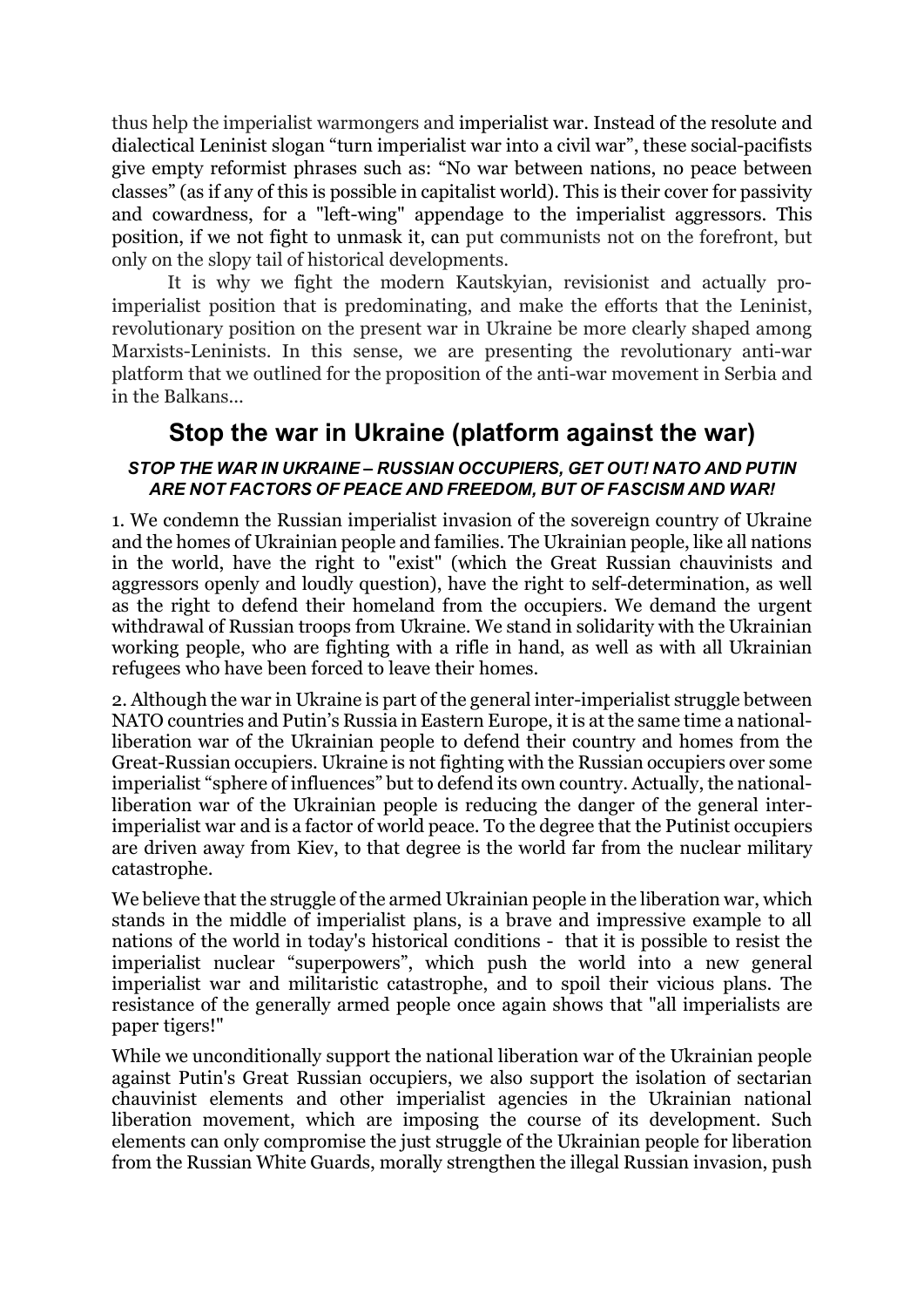thus help the imperialist warmongers and imperialist war. Instead of the resolute and dialectical Leninist slogan "turn imperialist war into a civil war", these social-pacifists give empty reformist phrases such as: "No war between nations, no peace between classes" (as if any of this is possible in capitalist world). This is their cover for passivity and cowardness, for a "left-wing" appendage to the imperialist aggressors. This position, if we not fight to unmask it, can put communists not on the forefront, but only on the slopy tail of historical developments.

It is why we fight the modern Kautskyian, revisionist and actually pro-imperialist position that is predominating, and make the efforts that the Leninist, revolutionary position on the present war in Ukraine be more clearly shaped among Marxists-Leninists. In this sense, we are presenting the revolutionary anti-war platform that we outlined for the proposition of the anti-war movement in Serbia and in the Balkans...

## Stop the war in Ukraine (platform against the war)

***STOP THE WAR IN UKRAINE – RUSSIAN OCCUPIERS, GET OUT! NATO AND PUTIN ARE NOT FACTORS OF PEACE AND FREEDOM, BUT OF FASCISM AND WAR!***

1. We condemn the Russian imperialist invasion of the sovereign country of Ukraine and the homes of Ukrainian people and families. The Ukrainian people, like all nations in the world, have the right to "exist" (which the Great Russian chauvinists and aggressors openly and loudly question), have the right to self-determination, as well as the right to defend their homeland from the occupiers. We demand the urgent withdrawal of Russian troops from Ukraine. We stand in solidarity with the Ukrainian working people, who are fighting with a rifle in hand, as well as with all Ukrainian refugees who have been forced to leave their homes.

2. Although the war in Ukraine is part of the general inter-imperialist struggle between NATO countries and Putin's Russia in Eastern Europe, it is at the same time a national-liberation war of the Ukrainian people to defend their country and homes from the Great-Russian occupiers. Ukraine is not fighting with the Russian occupiers over some imperialist "sphere of influences" but to defend its own country. Actually, the national-liberation war of the Ukrainian people is reducing the danger of the general inter-imperialist war and is a factor of world peace. To the degree that the Putinist occupiers are driven away from Kiev, to that degree is the world far from the nuclear military catastrophe.

We believe that the struggle of the armed Ukrainian people in the liberation war, which stands in the middle of imperialist plans, is a brave and impressive example to all nations of the world in today's historical conditions - that it is possible to resist the imperialist nuclear "superpowers", which push the world into a new general imperialist war and militaristic catastrophe, and to spoil their vicious plans. The resistance of the generally armed people once again shows that "all imperialists are paper tigers!"

While we unconditionally support the national liberation war of the Ukrainian people against Putin's Great Russian occupiers, we also support the isolation of sectarian chauvinist elements and other imperialist agencies in the Ukrainian national liberation movement, which are imposing the course of its development. Such elements can only compromise the just struggle of the Ukrainian people for liberation from the Russian White Guards, morally strengthen the illegal Russian invasion, push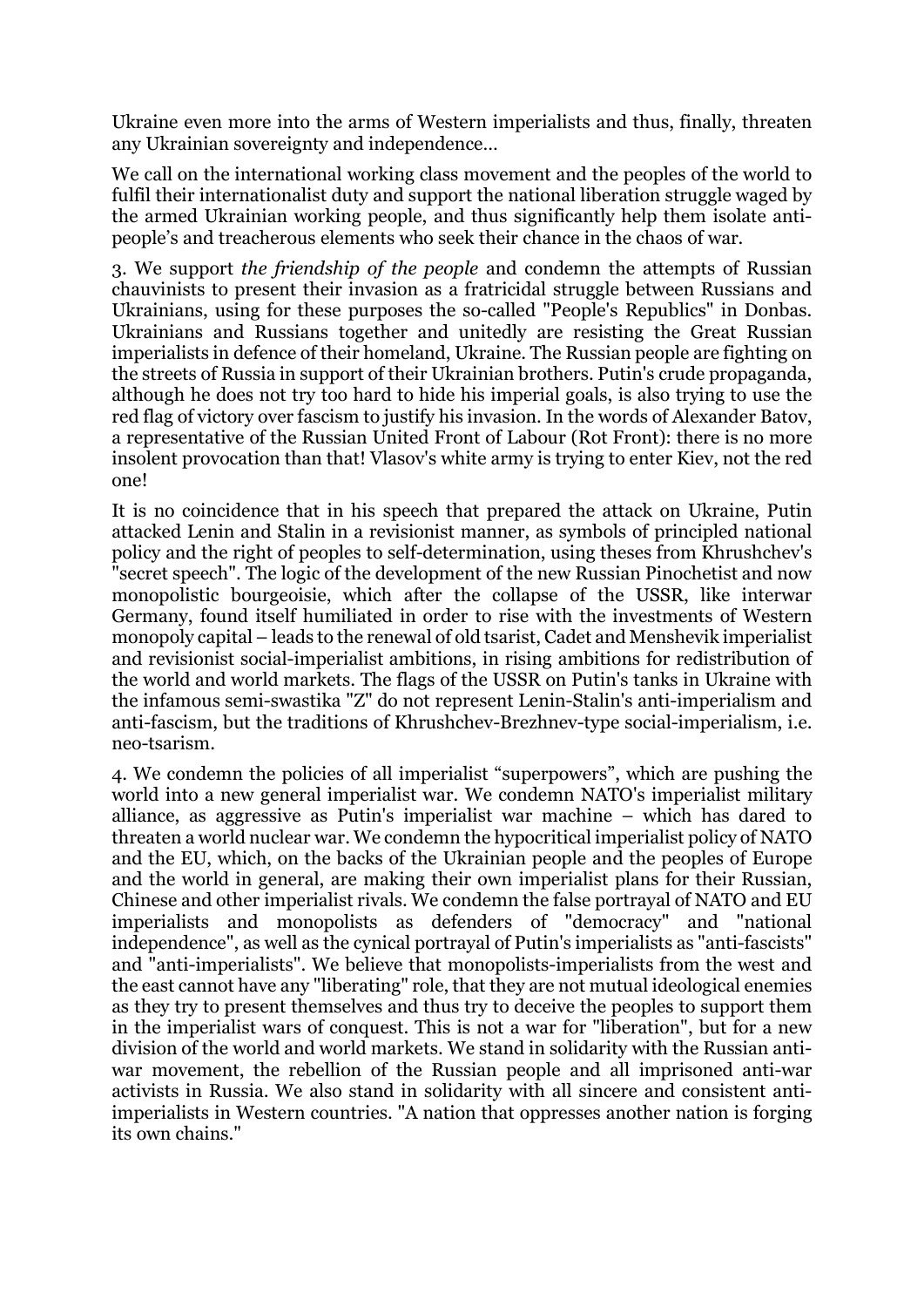Ukraine even more into the arms of Western imperialists and thus, finally, threaten any Ukrainian sovereignty and independence…

We call on the international working class movement and the peoples of the world to fulfil their internationalist duty and support the national liberation struggle waged by the armed Ukrainian working people, and thus significantly help them isolate anti-people's and treacherous elements who seek their chance in the chaos of war.

3. We support *the friendship of the people* and condemn the attempts of Russian chauvinists to present their invasion as a fratricidal struggle between Russians and Ukrainians, using for these purposes the so-called "People's Republics" in Donbas. Ukrainians and Russians together and unitedly are resisting the Great Russian imperialists in defence of their homeland, Ukraine. The Russian people are fighting on the streets of Russia in support of their Ukrainian brothers. Putin's crude propaganda, although he does not try too hard to hide his imperial goals, is also trying to use the red flag of victory over fascism to justify his invasion. In the words of Alexander Batov, a representative of the Russian United Front of Labour (Rot Front): there is no more insolent provocation than that! Vlasov's white army is trying to enter Kiev, not the red one!

It is no coincidence that in his speech that prepared the attack on Ukraine, Putin attacked Lenin and Stalin in a revisionist manner, as symbols of principled national policy and the right of peoples to self-determination, using theses from Khrushchev's "secret speech". The logic of the development of the new Russian Pinochetist and now monopolistic bourgeoisie, which after the collapse of the USSR, like interwar Germany, found itself humiliated in order to rise with the investments of Western monopoly capital – leads to the renewal of old tsarist, Cadet and Menshevik imperialist and revisionist social-imperialist ambitions, in rising ambitions for redistribution of the world and world markets. The flags of the USSR on Putin's tanks in Ukraine with the infamous semi-swastika "Z" do not represent Lenin-Stalin's anti-imperialism and anti-fascism, but the traditions of Khrushchev-Brezhnev-type social-imperialism, i.e. neo-tsarism.

4. We condemn the policies of all imperialist "superpowers", which are pushing the world into a new general imperialist war. We condemn NATO's imperialist military alliance, as aggressive as Putin's imperialist war machine – which has dared to threaten a world nuclear war. We condemn the hypocritical imperialist policy of NATO and the EU, which, on the backs of the Ukrainian people and the peoples of Europe and the world in general, are making their own imperialist plans for their Russian, Chinese and other imperialist rivals. We condemn the false portrayal of NATO and EU imperialists and monopolists as defenders of "democracy" and "national independence", as well as the cynical portrayal of Putin's imperialists as "anti-fascists" and "anti-imperialists". We believe that monopolists-imperialists from the west and the east cannot have any "liberating" role, that they are not mutual ideological enemies as they try to present themselves and thus try to deceive the peoples to support them in the imperialist wars of conquest. This is not a war for "liberation", but for a new division of the world and world markets. We stand in solidarity with the Russian anti-war movement, the rebellion of the Russian people and all imprisoned anti-war activists in Russia. We also stand in solidarity with all sincere and consistent anti-imperialists in Western countries. "A nation that oppresses another nation is forging its own chains."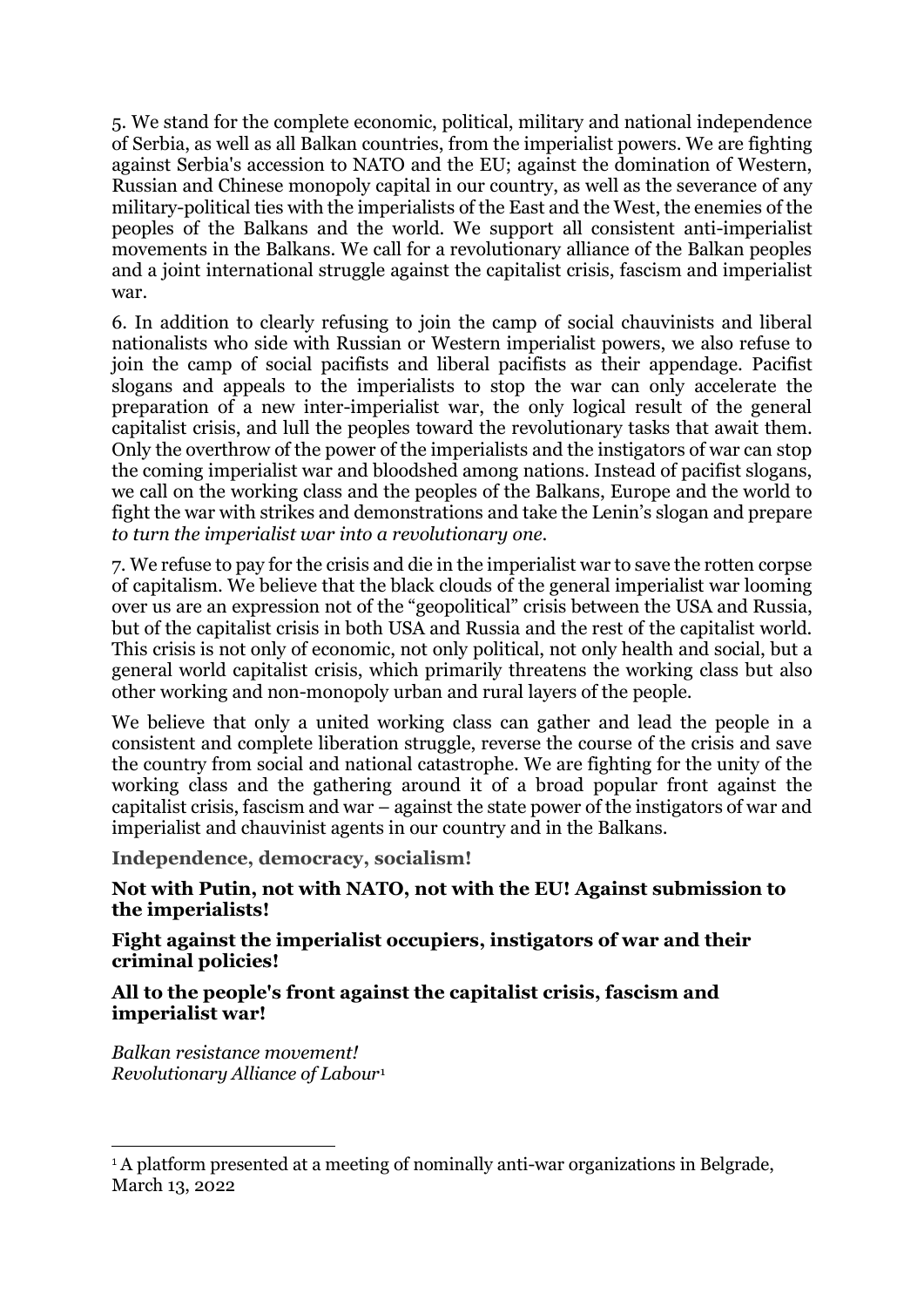5. We stand for the complete economic, political, military and national independence of Serbia, as well as all Balkan countries, from the imperialist powers. We are fighting against Serbia's accession to NATO and the EU; against the domination of Western, Russian and Chinese monopoly capital in our country, as well as the severance of any military-political ties with the imperialists of the East and the West, the enemies of the peoples of the Balkans and the world. We support all consistent anti-imperialist movements in the Balkans. We call for a revolutionary alliance of the Balkan peoples and a joint international struggle against the capitalist crisis, fascism and imperialist war.

6. In addition to clearly refusing to join the camp of social chauvinists and liberal nationalists who side with Russian or Western imperialist powers, we also refuse to join the camp of social pacifists and liberal pacifists as their appendage. Pacifist slogans and appeals to the imperialists to stop the war can only accelerate the preparation of a new inter-imperialist war, the only logical result of the general capitalist crisis, and lull the peoples toward the revolutionary tasks that await them. Only the overthrow of the power of the imperialists and the instigators of war can stop the coming imperialist war and bloodshed among nations. Instead of pacifist slogans, we call on the working class and the peoples of the Balkans, Europe and the world to fight the war with strikes and demonstrations and take the Lenin's slogan and prepare *to turn the imperialist war into a revolutionary one*.

7. We refuse to pay for the crisis and die in the imperialist war to save the rotten corpse of capitalism. We believe that the black clouds of the general imperialist war looming over us are an expression not of the "geopolitical" crisis between the USA and Russia, but of the capitalist crisis in both USA and Russia and the rest of the capitalist world. This crisis is not only of economic, not only political, not only health and social, but a general world capitalist crisis, which primarily threatens the working class but also other working and non-monopoly urban and rural layers of the people.

We believe that only a united working class can gather and lead the people in a consistent and complete liberation struggle, reverse the course of the crisis and save the country from social and national catastrophe. We are fighting for the unity of the working class and the gathering around it of a broad popular front against the capitalist crisis, fascism and war – against the state power of the instigators of war and imperialist and chauvinist agents in our country and in the Balkans.

**Independence, democracy, socialism!**

**Not with Putin, not with NATO, not with the EU! Against submission to the imperialists!**

**Fight against the imperialist occupiers, instigators of war and their criminal policies!**

**All to the people's front against the capitalist crisis, fascism and imperialist war!**

*Balkan resistance movement!*
*Revolutionary Alliance of Labour*[1]

---

[1] A platform presented at a meeting of nominally anti-war organizations in Belgrade, March 13, 2022